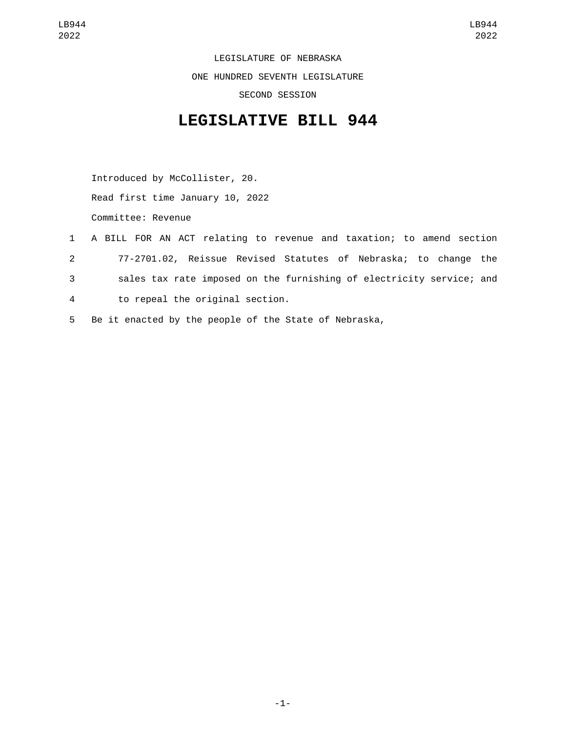LEGISLATURE OF NEBRASKA

ONE HUNDRED SEVENTH LEGISLATURE

SECOND SESSION

# LEGISLATIVE BILL 944

Introduced by McCollister, 20.

Read first time January 10, 2022

Committee: Revenue

A BILL FOR AN ACT relating to revenue and taxation; to amend section 77-2701.02, Reissue Revised Statutes of Nebraska; to change the sales tax rate imposed on the furnishing of electricity service; and to repeal the original section.

Be it enacted by the people of the State of Nebraska,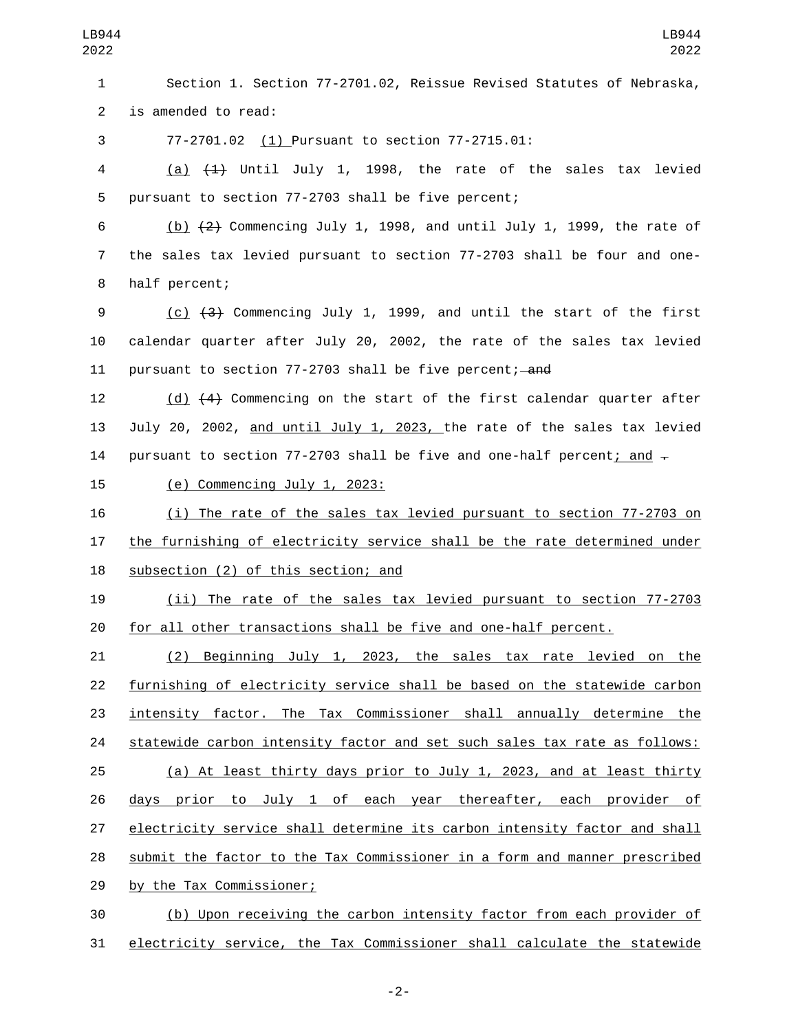Section 1. Section 77-2701.02, Reissue Revised Statutes of Nebraska, is amended to read:

77-2701.02 (1) Pursuant to section 77-2715.01:

(a) ~~(1)~~ Until July 1, 1998, the rate of the sales tax levied pursuant to section 77-2703 shall be five percent;

(b) ~~(2)~~ Commencing July 1, 1998, and until July 1, 1999, the rate of the sales tax levied pursuant to section 77-2703 shall be four and one-half percent;

(c) ~~(3)~~ Commencing July 1, 1999, and until the start of the first calendar quarter after July 20, 2002, the rate of the sales tax levied pursuant to section 77-2703 shall be five percent; ~~and~~

(d) ~~(4)~~ Commencing on the start of the first calendar quarter after July 20, 2002, and until July 1, 2023, the rate of the sales tax levied pursuant to section 77-2703 shall be five and one-half percent; and ~~.~~

(e) Commencing July 1, 2023:

(i) The rate of the sales tax levied pursuant to section 77-2703 on the furnishing of electricity service shall be the rate determined under subsection (2) of this section; and

(ii) The rate of the sales tax levied pursuant to section 77-2703 for all other transactions shall be five and one-half percent.

(2) Beginning July 1, 2023, the sales tax rate levied on the furnishing of electricity service shall be based on the statewide carbon intensity factor. The Tax Commissioner shall annually determine the statewide carbon intensity factor and set such sales tax rate as follows:

(a) At least thirty days prior to July 1, 2023, and at least thirty days prior to July 1 of each year thereafter, each provider of electricity service shall determine its carbon intensity factor and shall submit the factor to the Tax Commissioner in a form and manner prescribed by the Tax Commissioner;

(b) Upon receiving the carbon intensity factor from each provider of electricity service, the Tax Commissioner shall calculate the statewide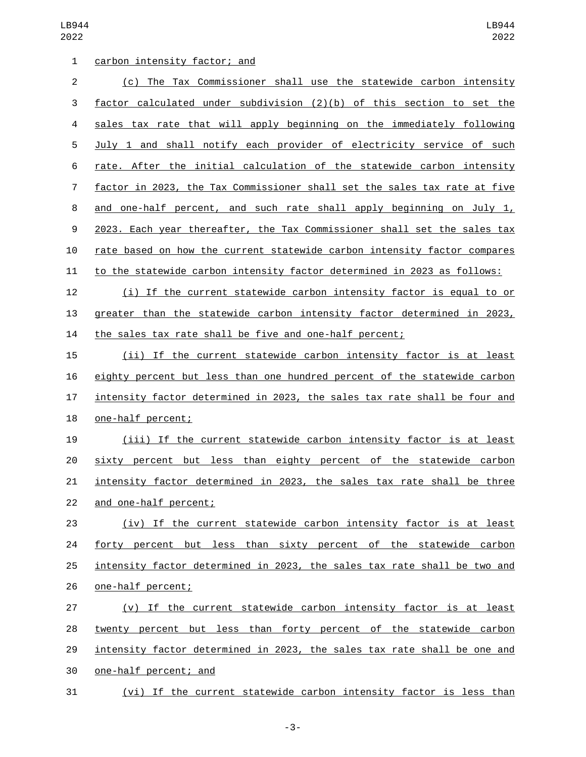carbon intensity factor; and

(c) The Tax Commissioner shall use the statewide carbon intensity factor calculated under subdivision (2)(b) of this section to set the sales tax rate that will apply beginning on the immediately following July 1 and shall notify each provider of electricity service of such rate. After the initial calculation of the statewide carbon intensity factor in 2023, the Tax Commissioner shall set the sales tax rate at five and one-half percent, and such rate shall apply beginning on July 1, 2023. Each year thereafter, the Tax Commissioner shall set the sales tax rate based on how the current statewide carbon intensity factor compares to the statewide carbon intensity factor determined in 2023 as follows:

(i) If the current statewide carbon intensity factor is equal to or greater than the statewide carbon intensity factor determined in 2023, the sales tax rate shall be five and one-half percent;

(ii) If the current statewide carbon intensity factor is at least eighty percent but less than one hundred percent of the statewide carbon intensity factor determined in 2023, the sales tax rate shall be four and one-half percent;

(iii) If the current statewide carbon intensity factor is at least sixty percent but less than eighty percent of the statewide carbon intensity factor determined in 2023, the sales tax rate shall be three and one-half percent;

(iv) If the current statewide carbon intensity factor is at least forty percent but less than sixty percent of the statewide carbon intensity factor determined in 2023, the sales tax rate shall be two and one-half percent;

(v) If the current statewide carbon intensity factor is at least twenty percent but less than forty percent of the statewide carbon intensity factor determined in 2023, the sales tax rate shall be one and one-half percent; and

(vi) If the current statewide carbon intensity factor is less than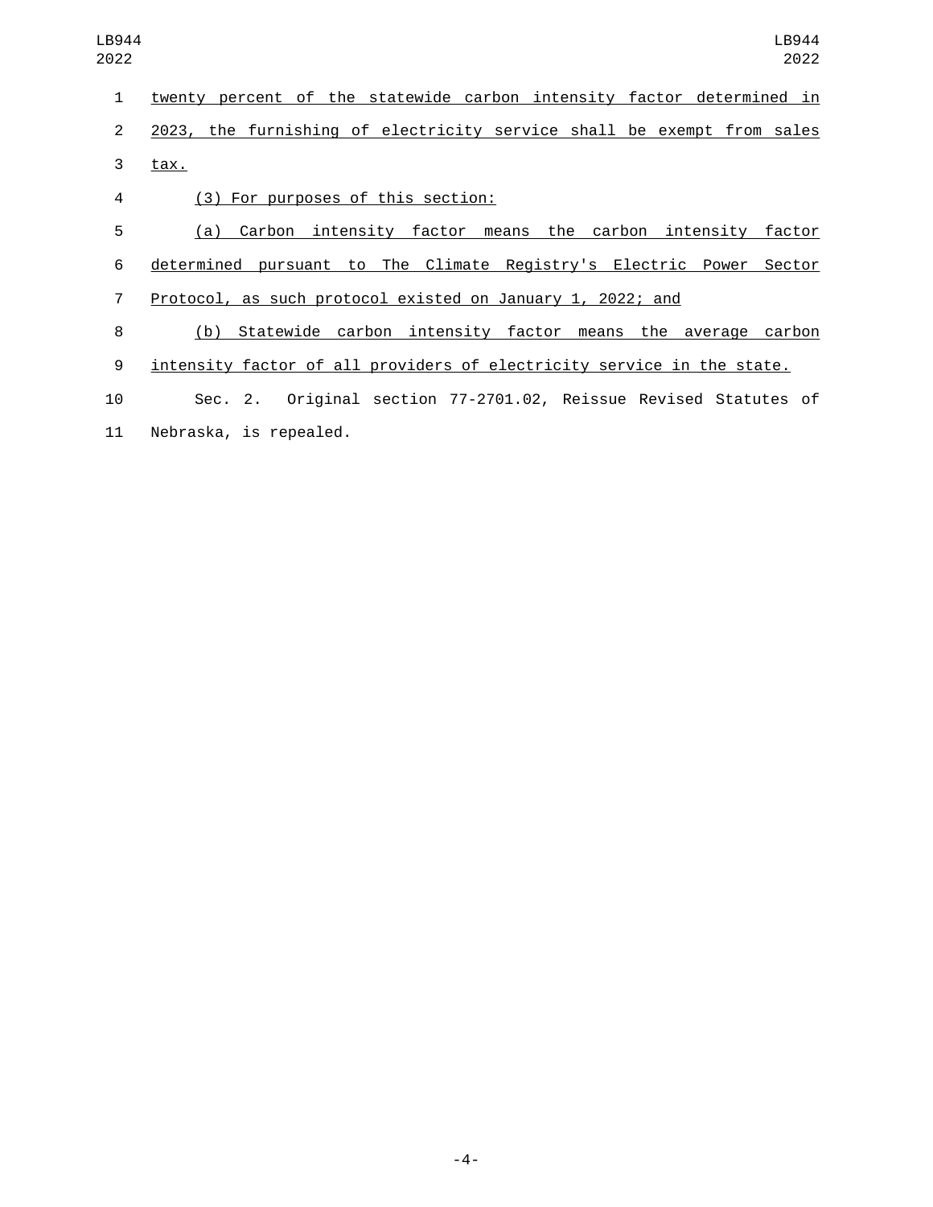twenty percent of the statewide carbon intensity factor determined in 2023, the furnishing of electricity service shall be exempt from sales tax.

(3) For purposes of this section:

(a) Carbon intensity factor means the carbon intensity factor determined pursuant to The Climate Registry's Electric Power Sector Protocol, as such protocol existed on January 1, 2022; and

(b) Statewide carbon intensity factor means the average carbon intensity factor of all providers of electricity service in the state.

Sec. 2. Original section 77-2701.02, Reissue Revised Statutes of Nebraska, is repealed.